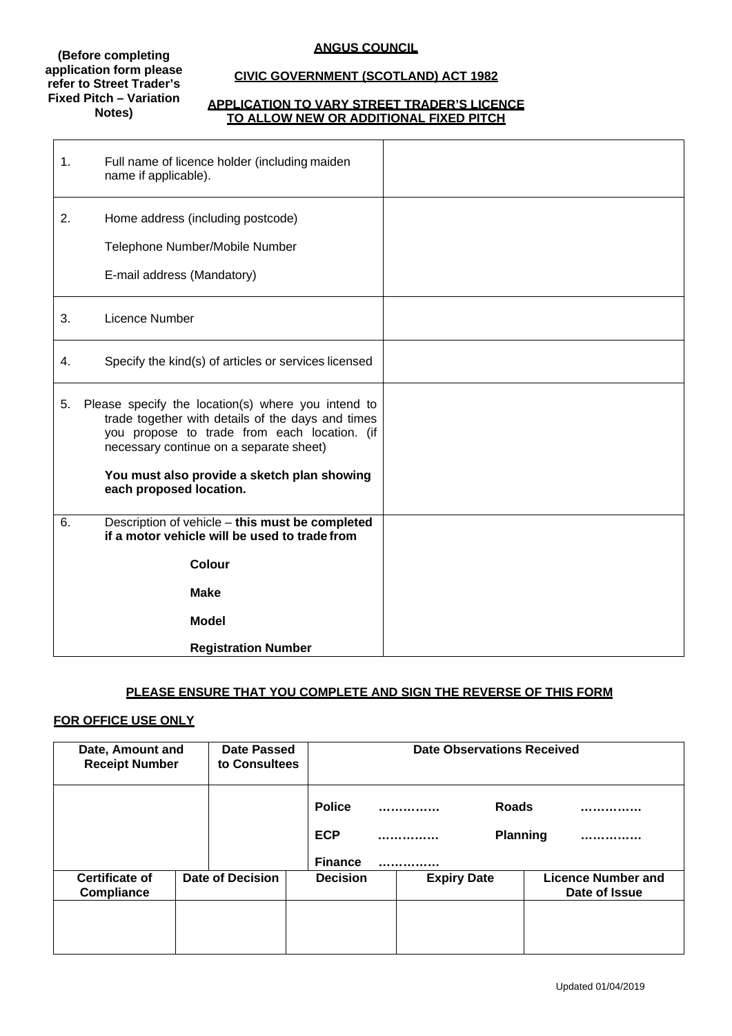**(Before completing application form please refer to Street Trader's Fixed Pitch – Variation Notes)**

# ANGUS COUNCIL

## CIVIC GOVERNMENT (SCOTLAND) ACT 1982

## APPLICATION TO VARY STREET TRADER'S LICENCE TO ALLOW NEW OR ADDITIONAL FIXED PITCH

| | |
|---|---|
| 1. Full name of licence holder (including maiden name if applicable). | |
| 2. Home address (including postcode)<br><br>Telephone Number/Mobile Number<br><br>E-mail address (Mandatory) | |
| 3. Licence Number | |
| 4. Specify the kind(s) of articles or services licensed | |
| 5. Please specify the location(s) where you intend to trade together with details of the days and times you propose to trade from each location. (if necessary continue on a separate sheet)<br><br>**You must also provide a sketch plan showing each proposed location.** | |
| 6. Description of vehicle – **this must be completed if a motor vehicle will be used to trade from**<br><br>**Colour**<br><br>**Make**<br><br>**Model**<br><br>**Registration Number** | |

**PLEASE ENSURE THAT YOU COMPLETE AND SIGN THE REVERSE OF THIS FORM**

**FOR OFFICE USE ONLY**

| Date, Amount and Receipt Number | Date Passed to Consultees | Date Observations Received |
|---|---|---|
| | | **Police** ………….. **Roads** …………..<br>**ECP** ………….. **Planning** …………..<br>**Finance** ………….. |

| Certificate of Compliance | Date of Decision | Decision | Expiry Date | Licence Number and Date of Issue |
|---|---|---|---|---|
| | | | | |

Updated 01/04/2019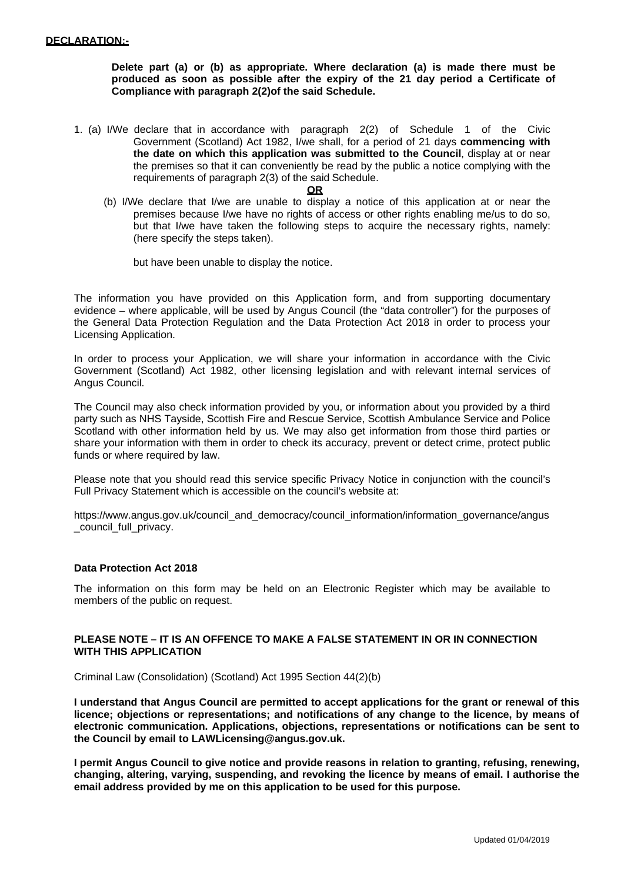**DECLARATION:-**

**Delete part (a) or (b) as appropriate. Where declaration (a) is made there must be produced as soon as possible after the expiry of the 21 day period a Certificate of Compliance with paragraph 2(2)of the said Schedule.**

1. (a) I/We declare that in accordance with paragraph 2(2) of Schedule 1 of the Civic Government (Scotland) Act 1982, I/we shall, for a period of 21 days **commencing with the date on which this application was submitted to the Council**, display at or near the premises so that it can conveniently be read by the public a notice complying with the requirements of paragraph 2(3) of the said Schedule.

**OR**

(b) I/We declare that I/we are unable to display a notice of this application at or near the premises because I/we have no rights of access or other rights enabling me/us to do so, but that I/we have taken the following steps to acquire the necessary rights, namely: (here specify the steps taken).

but have been unable to display the notice.

The information you have provided on this Application form, and from supporting documentary evidence – where applicable, will be used by Angus Council (the "data controller") for the purposes of the General Data Protection Regulation and the Data Protection Act 2018 in order to process your Licensing Application.

In order to process your Application, we will share your information in accordance with the Civic Government (Scotland) Act 1982, other licensing legislation and with relevant internal services of Angus Council.

The Council may also check information provided by you, or information about you provided by a third party such as NHS Tayside, Scottish Fire and Rescue Service, Scottish Ambulance Service and Police Scotland with other information held by us. We may also get information from those third parties or share your information with them in order to check its accuracy, prevent or detect crime, protect public funds or where required by law.

Please note that you should read this service specific Privacy Notice in conjunction with the council's Full Privacy Statement which is accessible on the council's website at:

https://www.angus.gov.uk/council_and_democracy/council_information/information_governance/angus_council_full_privacy.

**Data Protection Act 2018**

The information on this form may be held on an Electronic Register which may be available to members of the public on request.

**PLEASE NOTE – IT IS AN OFFENCE TO MAKE A FALSE STATEMENT IN OR IN CONNECTION WITH THIS APPLICATION**

Criminal Law (Consolidation) (Scotland) Act 1995 Section 44(2)(b)

**I understand that Angus Council are permitted to accept applications for the grant or renewal of this licence; objections or representations; and notifications of any change to the licence, by means of electronic communication. Applications, objections, representations or notifications can be sent to the Council by email to LAWLicensing@angus.gov.uk.**

**I permit Angus Council to give notice and provide reasons in relation to granting, refusing, renewing, changing, altering, varying, suspending, and revoking the licence by means of email. I authorise the email address provided by me on this application to be used for this purpose.**

Updated 01/04/2019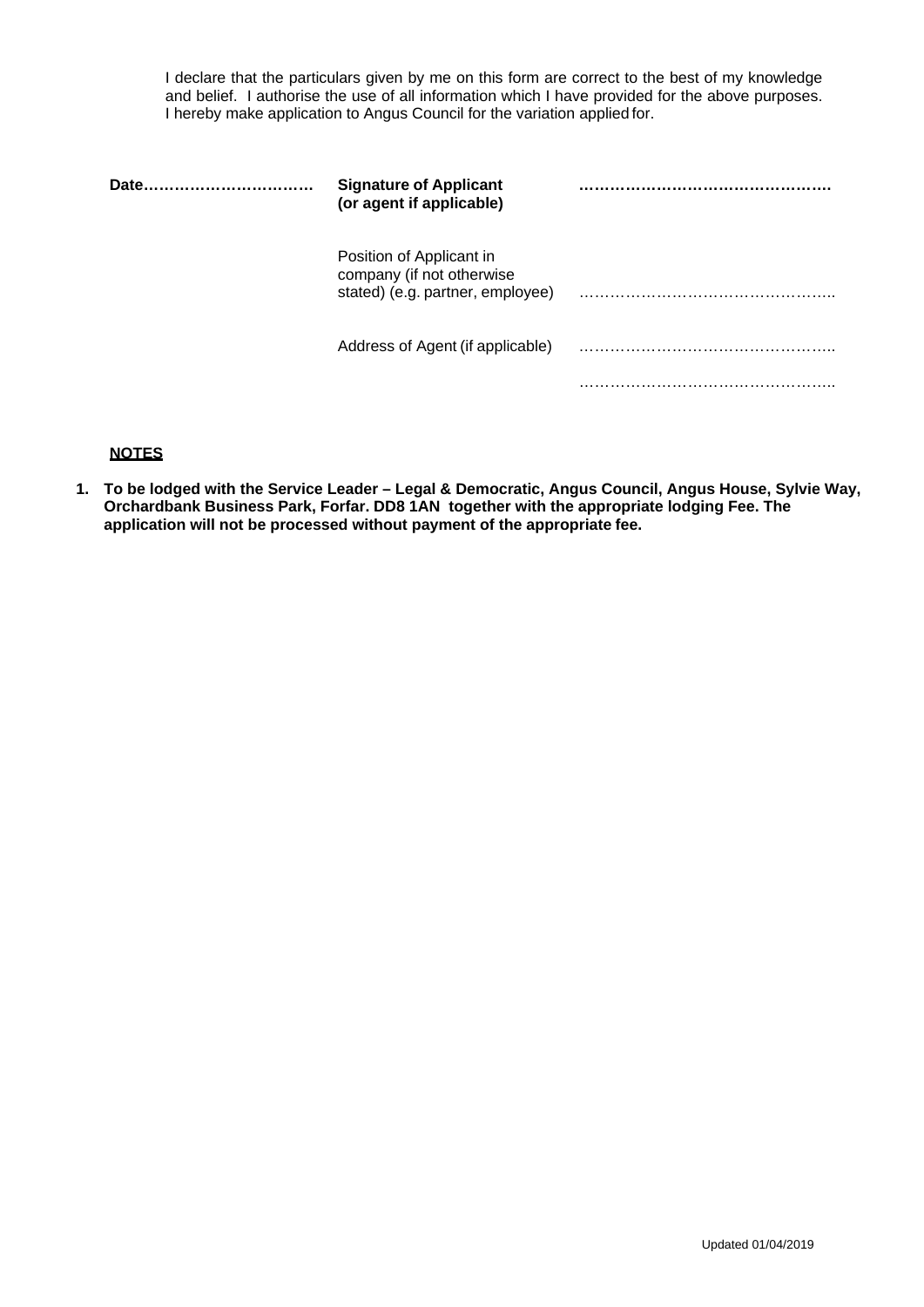I declare that the particulars given by me on this form are correct to the best of my knowledge and belief. I authorise the use of all information which I have provided for the above purposes. I hereby make application to Angus Council for the variation applied for.

| | | |
|---|---|---|
| **Date……………………………** | **Signature of Applicant (or agent if applicable)** | **…………………………………………** |
| | Position of Applicant in company (if not otherwise stated) (e.g. partner, employee) | ………………………………………….. |
| | Address of Agent (if applicable) | ………………………………………….. |
| | | ………………………………………….. |

**NOTES**

1. **To be lodged with the Service Leader – Legal & Democratic, Angus Council, Angus House, Sylvie Way, Orchardbank Business Park, Forfar. DD8 1AN together with the appropriate lodging Fee. The application will not be processed without payment of the appropriate fee.**

Updated 01/04/2019